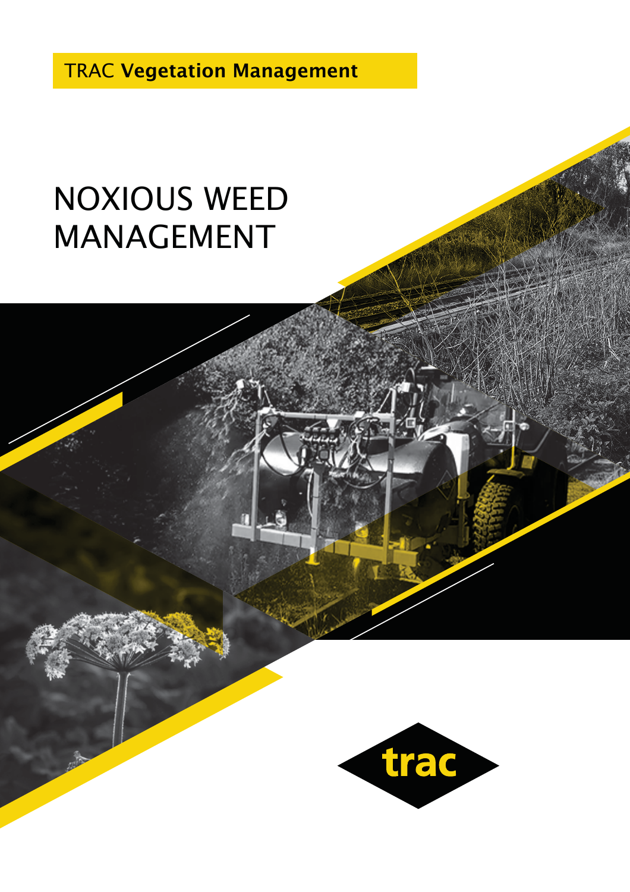TRAC **Vegetation Management**

# NOXIOUS WEED MANAGEMENT

trac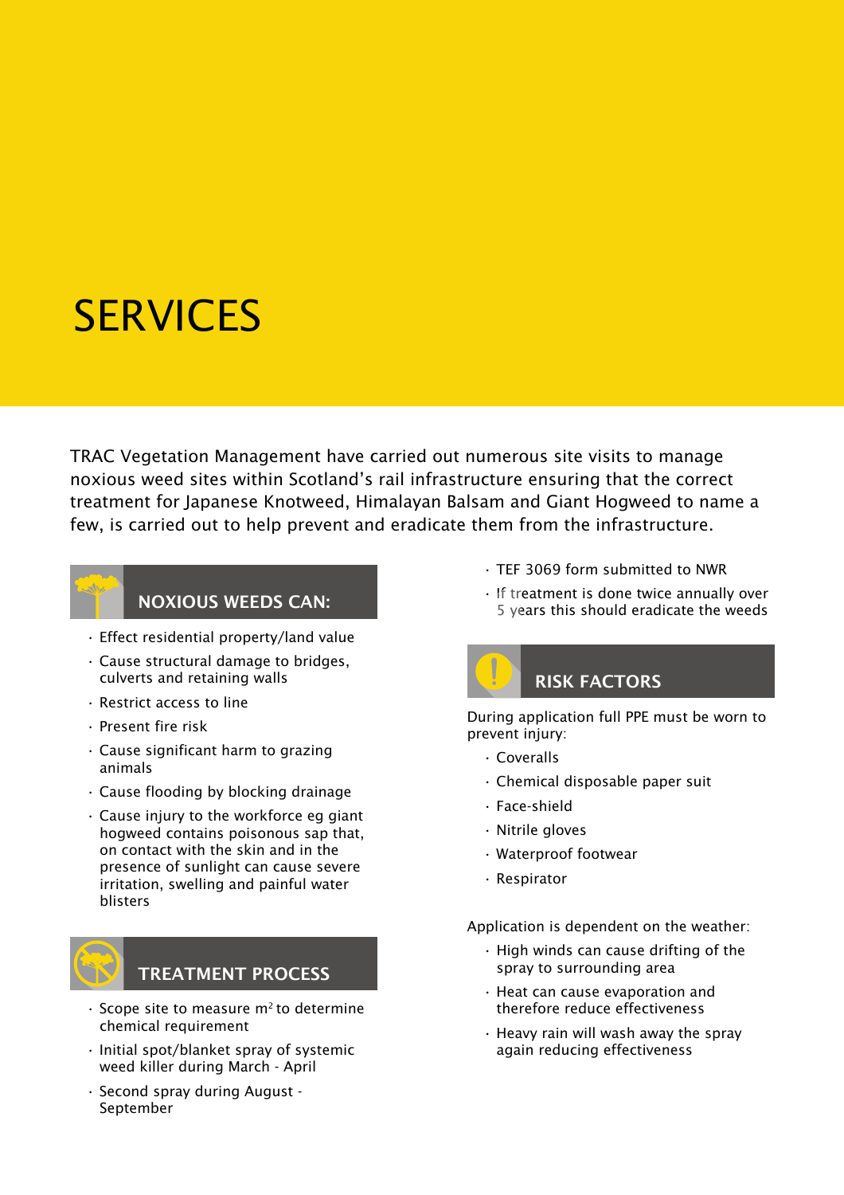# SERVICES

TRAC Vegetation Management have carried out numerous site visits to manage noxious weed sites within Scotland's rail infrastructure ensuring that the correct treatment for Japanese Knotweed, Himalayan Balsam and Giant Hogweed to name a few, is carried out to help prevent and eradicate them from the infrastructure.

## NOXIOUS WEEDS CAN:

- Effect residential property/land value
- Cause structural damage to bridges, culverts and retaining walls
- Restrict access to line
- Present fire risk
- Cause significant harm to grazing animals
- Cause flooding by blocking drainage
- Cause injury to the workforce eg giant hogweed contains poisonous sap that, on contact with the skin and in the presence of sunlight can cause severe irritation, swelling and painful water blisters

## TREATMENT PROCESS

- Scope site to measure m$^2$ to determine chemical requirement
- Initial spot/blanket spray of systemic weed killer during March - April
- Second spray during August - September
- TEF 3069 form submitted to NWR
- If treatment is done twice annually over 5 years this should eradicate the weeds

## RISK FACTORS

During application full PPE must be worn to prevent injury:

- Coveralls
- Chemical disposable paper suit
- Face-shield
- Nitrile gloves
- Waterproof footwear
- Respirator

Application is dependent on the weather:

- High winds can cause drifting of the spray to surrounding area
- Heat can cause evaporation and therefore reduce effectiveness
- Heavy rain will wash away the spray again reducing effectiveness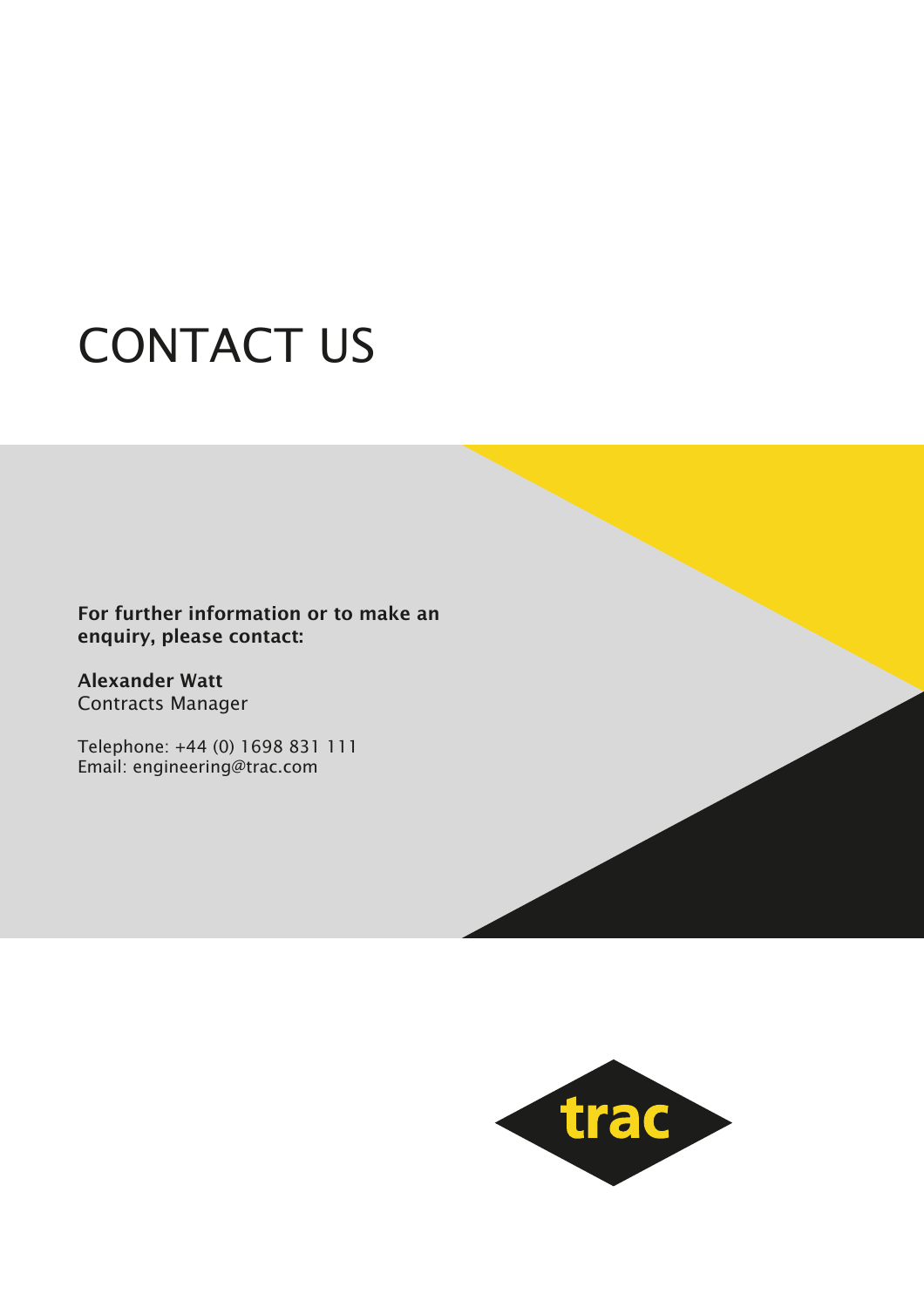# CONTACT US

**For further information or to make an enquiry, please contact:**

**Alexander Watt**
Contracts Manager

Telephone: +44 (0) 1698 831 111
Email: engineering@trac.com

trac